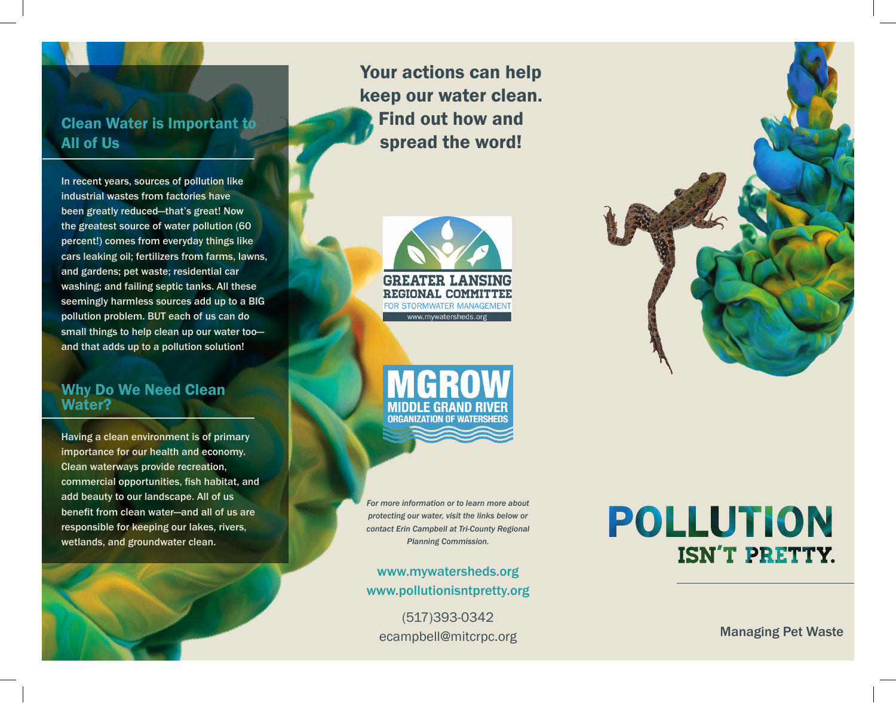## Clean Water is Important to All of Us

In recent years, sources of pollution like industrial wastes from factories have been greatly reduced—that's great! Now the greatest source of water pollution (60 percent!) comes from everyday things like cars leaking oil; fertilizers from farms, lawns, and gardens; pet waste; residential car washing; and failing septic tanks. All these seemingly harmless sources add up to a BIG pollution problem. BUT each of us can do small things to help clean up our water too—and that adds up to a pollution solution!

## Why Do We Need Clean Water?

Having a clean environment is of primary importance for our health and economy. Clean waterways provide recreation, commercial opportunities, fish habitat, and add beauty to our landscape. All of us benefit from clean water—and all of us are responsible for keeping our lakes, rivers, wetlands, and groundwater clean.

**Your actions can help keep our water clean. Find out how and spread the word!**

GREATER LANSING REGIONAL COMMITTEE FOR STORMWATER MANAGEMENT
www.mywatersheds.org

MGROW
MIDDLE GRAND RIVER ORGANIZATION OF WATERSHEDS

*For more information or to learn more about protecting our water, visit the links below or contact Erin Campbell at Tri-County Regional Planning Commission.*

www.mywatersheds.org
www.pollutionisntpretty.org

(517)393-0342
ecampbell@mitcrpc.org

# POLLUTION ISN'T PRETTY.

Managing Pet Waste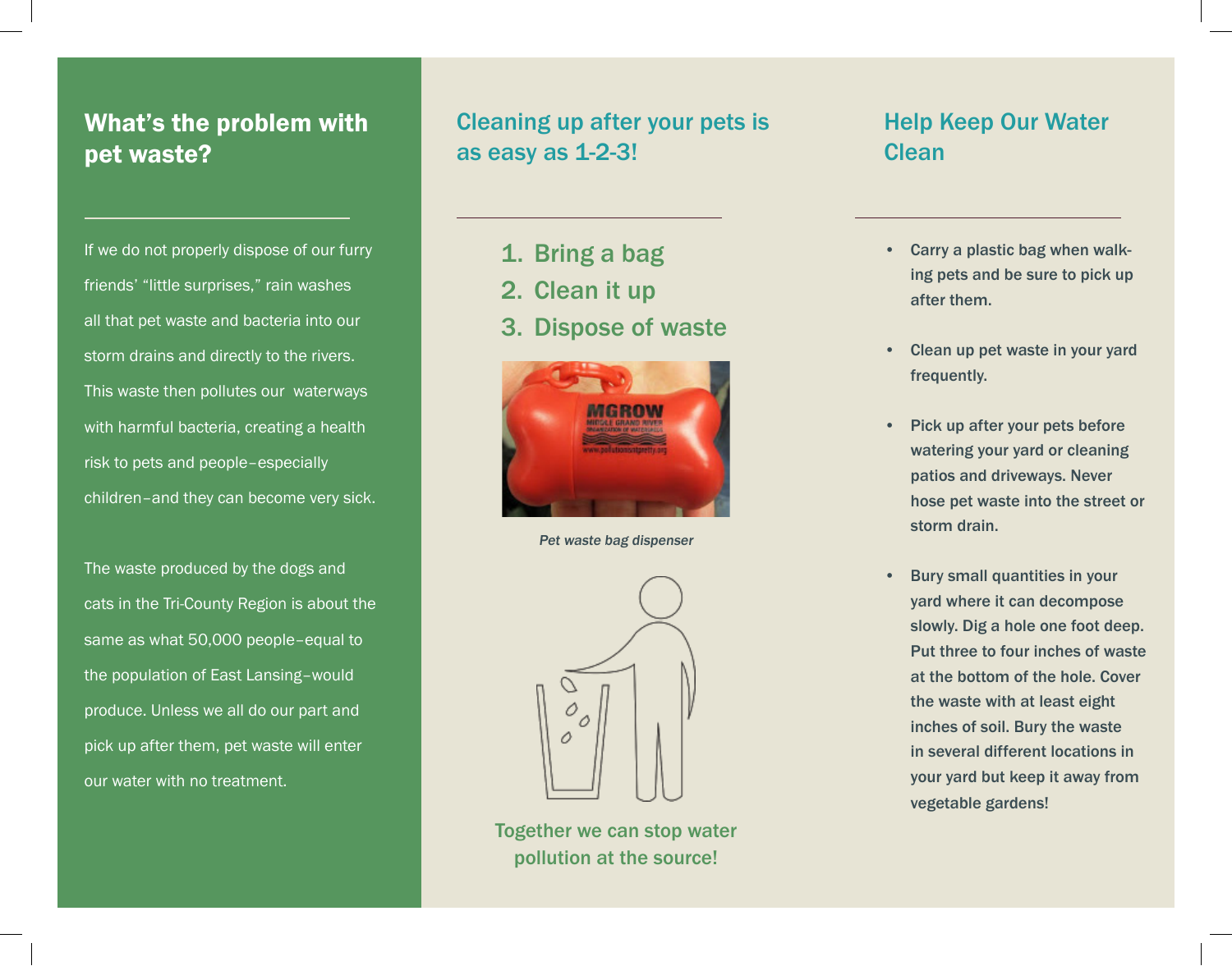## What's the problem with pet waste?

If we do not properly dispose of our furry friends' "little surprises," rain washes all that pet waste and bacteria into our storm drains and directly to the rivers. This waste then pollutes our waterways with harmful bacteria, creating a health risk to pets and people–especially children–and they can become very sick.

The waste produced by the dogs and cats in the Tri-County Region is about the same as what 50,000 people–equal to the population of East Lansing–would produce. Unless we all do our part and pick up after them, pet waste will enter our water with no treatment.

## Cleaning up after your pets is as easy as 1-2-3!

1. Bring a bag
2. Clean it up
3. Dispose of waste

*Pet waste bag dispenser*

Together we can stop water pollution at the source!

## Help Keep Our Water Clean

- Carry a plastic bag when walking pets and be sure to pick up after them.
- Clean up pet waste in your yard frequently.
- Pick up after your pets before watering your yard or cleaning patios and driveways. Never hose pet waste into the street or storm drain.
- Bury small quantities in your yard where it can decompose slowly. Dig a hole one foot deep. Put three to four inches of waste at the bottom of the hole. Cover the waste with at least eight inches of soil. Bury the waste in several different locations in your yard but keep it away from vegetable gardens!